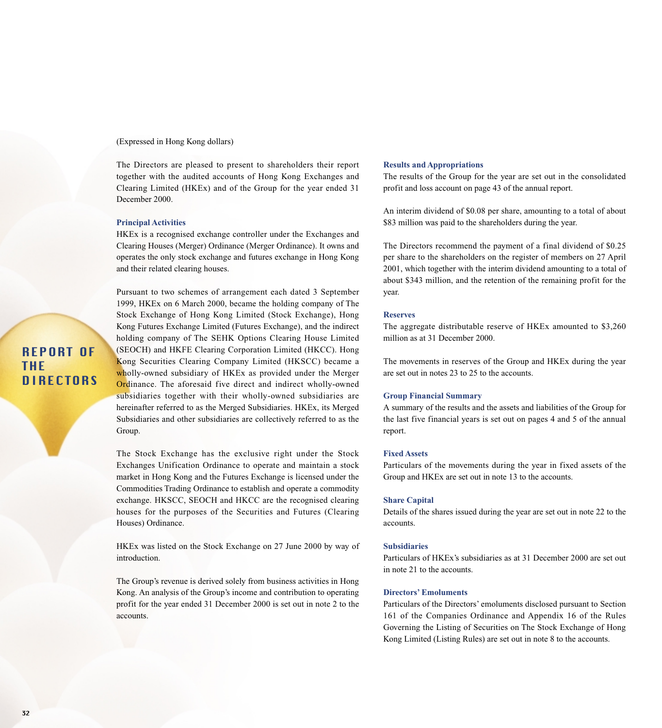# REPORT OF THE DIRECTORS

(Expressed in Hong Kong dollars)

The Directors are pleased to present to shareholders their report together with the audited accounts of Hong Kong Exchanges and Clearing Limited (HKEx) and of the Group for the year ended 31 December 2000.

### Principal Activities

HKEx is a recognised exchange controller under the Exchanges and Clearing Houses (Merger) Ordinance (Merger Ordinance). It owns and operates the only stock exchange and futures exchange in Hong Kong and their related clearing houses.

Pursuant to two schemes of arrangement each dated 3 September 1999, HKEx on 6 March 2000, became the holding company of The Stock Exchange of Hong Kong Limited (Stock Exchange), Hong Kong Futures Exchange Limited (Futures Exchange), and the indirect holding company of The SEHK Options Clearing House Limited (SEOCH) and HKFE Clearing Corporation Limited (HKCC). Hong Kong Securities Clearing Company Limited (HKSCC) became a wholly-owned subsidiary of HKEx as provided under the Merger Ordinance. The aforesaid five direct and indirect wholly-owned subsidiaries together with their wholly-owned subsidiaries are hereinafter referred to as the Merged Subsidiaries. HKEx, its Merged Subsidiaries and other subsidiaries are collectively referred to as the Group.

The Stock Exchange has the exclusive right under the Stock Exchanges Unification Ordinance to operate and maintain a stock market in Hong Kong and the Futures Exchange is licensed under the Commodities Trading Ordinance to establish and operate a commodity exchange. HKSCC, SEOCH and HKCC are the recognised clearing houses for the purposes of the Securities and Futures (Clearing Houses) Ordinance.

HKEx was listed on the Stock Exchange on 27 June 2000 by way of introduction.

The Group's revenue is derived solely from business activities in Hong Kong. An analysis of the Group's income and contribution to operating profit for the year ended 31 December 2000 is set out in note 2 to the accounts.

### Results and Appropriations

The results of the Group for the year are set out in the consolidated profit and loss account on page 43 of the annual report.

An interim dividend of $0.08 per share, amounting to a total of about $83 million was paid to the shareholders during the year.

The Directors recommend the payment of a final dividend of $0.25 per share to the shareholders on the register of members on 27 April 2001, which together with the interim dividend amounting to a total of about $343 million, and the retention of the remaining profit for the year.

### Reserves

The aggregate distributable reserve of HKEx amounted to $3,260 million as at 31 December 2000.

The movements in reserves of the Group and HKEx during the year are set out in notes 23 to 25 to the accounts.

### Group Financial Summary

A summary of the results and the assets and liabilities of the Group for the last five financial years is set out on pages 4 and 5 of the annual report.

### Fixed Assets

Particulars of the movements during the year in fixed assets of the Group and HKEx are set out in note 13 to the accounts.

### Share Capital

Details of the shares issued during the year are set out in note 22 to the accounts.

### Subsidiaries

Particulars of HKEx's subsidiaries as at 31 December 2000 are set out in note 21 to the accounts.

### Directors' Emoluments

Particulars of the Directors' emoluments disclosed pursuant to Section 161 of the Companies Ordinance and Appendix 16 of the Rules Governing the Listing of Securities on The Stock Exchange of Hong Kong Limited (Listing Rules) are set out in note 8 to the accounts.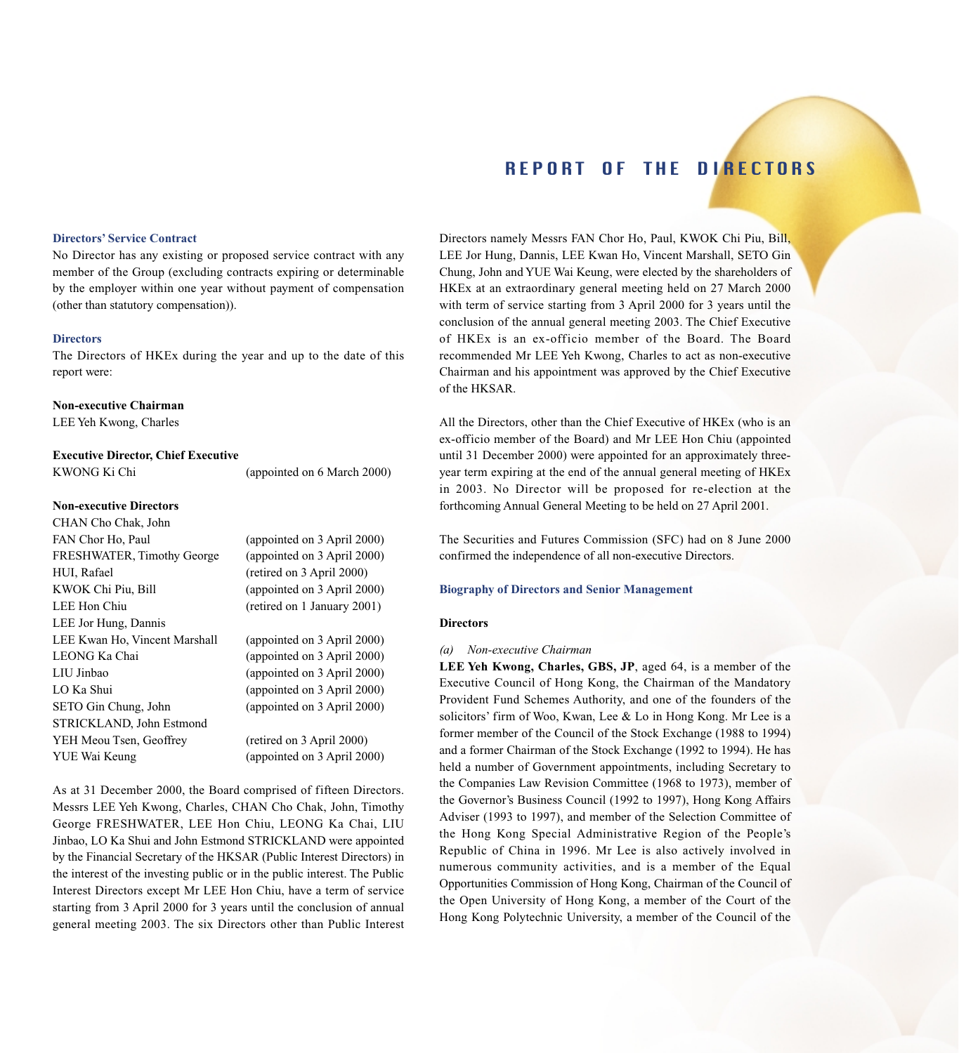# REPORT OF THE DIRECTORS

### Directors' Service Contract

No Director has any existing or proposed service contract with any member of the Group (excluding contracts expiring or determinable by the employer within one year without payment of compensation (other than statutory compensation)).

### Directors

The Directors of HKEx during the year and up to the date of this report were:

**Non-executive Chairman**

LEE Yeh Kwong, Charles

**Executive Director, Chief Executive**

| | |
|---|---|
| KWONG Ki Chi | (appointed on 6 March 2000) |

**Non-executive Directors**

| | |
|---|---|
| CHAN Cho Chak, John | |
| FAN Chor Ho, Paul | (appointed on 3 April 2000) |
| FRESHWATER, Timothy George | (appointed on 3 April 2000) |
| HUI, Rafael | (retired on 3 April 2000) |
| KWOK Chi Piu, Bill | (appointed on 3 April 2000) |
| LEE Hon Chiu | (retired on 1 January 2001) |
| LEE Jor Hung, Dannis | |
| LEE Kwan Ho, Vincent Marshall | (appointed on 3 April 2000) |
| LEONG Ka Chai | (appointed on 3 April 2000) |
| LIU Jinbao | (appointed on 3 April 2000) |
| LO Ka Shui | (appointed on 3 April 2000) |
| SETO Gin Chung, John | (appointed on 3 April 2000) |
| STRICKLAND, John Estmond | |
| YEH Meou Tsen, Geoffrey | (retired on 3 April 2000) |
| YUE Wai Keung | (appointed on 3 April 2000) |

As at 31 December 2000, the Board comprised of fifteen Directors. Messrs LEE Yeh Kwong, Charles, CHAN Cho Chak, John, Timothy George FRESHWATER, LEE Hon Chiu, LEONG Ka Chai, LIU Jinbao, LO Ka Shui and John Estmond STRICKLAND were appointed by the Financial Secretary of the HKSAR (Public Interest Directors) in the interest of the investing public or in the public interest. The Public Interest Directors except Mr LEE Hon Chiu, have a term of service starting from 3 April 2000 for 3 years until the conclusion of annual general meeting 2003. The six Directors other than Public Interest Directors namely Messrs FAN Chor Ho, Paul, KWOK Chi Piu, Bill, LEE Jor Hung, Dannis, LEE Kwan Ho, Vincent Marshall, SETO Gin Chung, John and YUE Wai Keung, were elected by the shareholders of HKEx at an extraordinary general meeting held on 27 March 2000 with term of service starting from 3 April 2000 for 3 years until the conclusion of the annual general meeting 2003. The Chief Executive of HKEx is an ex-officio member of the Board. The Board recommended Mr LEE Yeh Kwong, Charles to act as non-executive Chairman and his appointment was approved by the Chief Executive of the HKSAR.

All the Directors, other than the Chief Executive of HKEx (who is an ex-officio member of the Board) and Mr LEE Hon Chiu (appointed until 31 December 2000) were appointed for an approximately three-year term expiring at the end of the annual general meeting of HKEx in 2003. No Director will be proposed for re-election at the forthcoming Annual General Meeting to be held on 27 April 2001.

The Securities and Futures Commission (SFC) had on 8 June 2000 confirmed the independence of all non-executive Directors.

### Biography of Directors and Senior Management

**Directors**

*(a) Non-executive Chairman*

**LEE Yeh Kwong, Charles, GBS, JP**, aged 64, is a member of the Executive Council of Hong Kong, the Chairman of the Mandatory Provident Fund Schemes Authority, and one of the founders of the solicitors' firm of Woo, Kwan, Lee & Lo in Hong Kong. Mr Lee is a former member of the Council of the Stock Exchange (1988 to 1994) and a former Chairman of the Stock Exchange (1992 to 1994). He has held a number of Government appointments, including Secretary to the Companies Law Revision Committee (1968 to 1973), member of the Governor's Business Council (1992 to 1997), Hong Kong Affairs Adviser (1993 to 1997), and member of the Selection Committee of the Hong Kong Special Administrative Region of the People's Republic of China in 1996. Mr Lee is also actively involved in numerous community activities, and is a member of the Equal Opportunities Commission of Hong Kong, Chairman of the Council of the Open University of Hong Kong, a member of the Court of the Hong Kong Polytechnic University, a member of the Council of the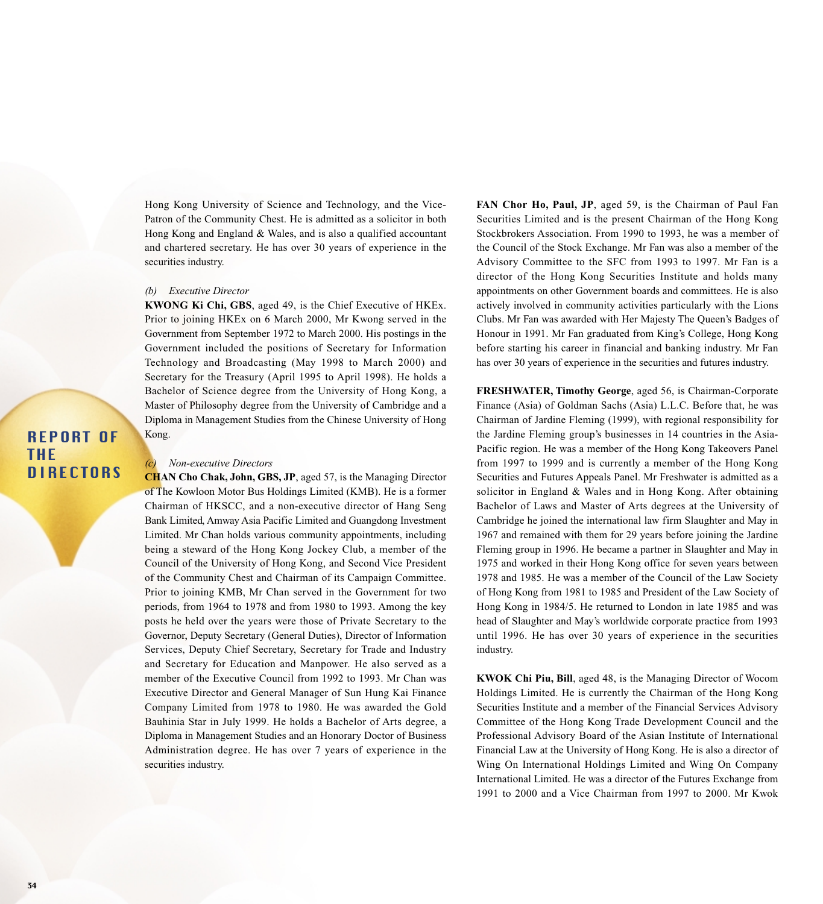Hong Kong University of Science and Technology, and the Vice-Patron of the Community Chest. He is admitted as a solicitor in both Hong Kong and England & Wales, and is also a qualified accountant and chartered secretary. He has over 30 years of experience in the securities industry.

*(b) Executive Director*

**KWONG Ki Chi, GBS**, aged 49, is the Chief Executive of HKEx. Prior to joining HKEx on 6 March 2000, Mr Kwong served in the Government from September 1972 to March 2000. His postings in the Government included the positions of Secretary for Information Technology and Broadcasting (May 1998 to March 2000) and Secretary for the Treasury (April 1995 to April 1998). He holds a Bachelor of Science degree from the University of Hong Kong, a Master of Philosophy degree from the University of Cambridge and a Diploma in Management Studies from the Chinese University of Hong Kong.

*(c) Non-executive Directors*

**CHAN Cho Chak, John, GBS, JP**, aged 57, is the Managing Director of The Kowloon Motor Bus Holdings Limited (KMB). He is a former Chairman of HKSCC, and a non-executive director of Hang Seng Bank Limited, Amway Asia Pacific Limited and Guangdong Investment Limited. Mr Chan holds various community appointments, including being a steward of the Hong Kong Jockey Club, a member of the Council of the University of Hong Kong, and Second Vice President of the Community Chest and Chairman of its Campaign Committee. Prior to joining KMB, Mr Chan served in the Government for two periods, from 1964 to 1978 and from 1980 to 1993. Among the key posts he held over the years were those of Private Secretary to the Governor, Deputy Secretary (General Duties), Director of Information Services, Deputy Chief Secretary, Secretary for Trade and Industry and Secretary for Education and Manpower. He also served as a member of the Executive Council from 1992 to 1993. Mr Chan was Executive Director and General Manager of Sun Hung Kai Finance Company Limited from 1978 to 1980. He was awarded the Gold Bauhinia Star in July 1999. He holds a Bachelor of Arts degree, a Diploma in Management Studies and an Honorary Doctor of Business Administration degree. He has over 7 years of experience in the securities industry.

**FAN Chor Ho, Paul, JP**, aged 59, is the Chairman of Paul Fan Securities Limited and is the present Chairman of the Hong Kong Stockbrokers Association. From 1990 to 1993, he was a member of the Council of the Stock Exchange. Mr Fan was also a member of the Advisory Committee to the SFC from 1993 to 1997. Mr Fan is a director of the Hong Kong Securities Institute and holds many appointments on other Government boards and committees. He is also actively involved in community activities particularly with the Lions Clubs. Mr Fan was awarded with Her Majesty The Queen's Badges of Honour in 1991. Mr Fan graduated from King's College, Hong Kong before starting his career in financial and banking industry. Mr Fan has over 30 years of experience in the securities and futures industry.

**FRESHWATER, Timothy George**, aged 56, is Chairman-Corporate Finance (Asia) of Goldman Sachs (Asia) L.L.C. Before that, he was Chairman of Jardine Fleming (1999), with regional responsibility for the Jardine Fleming group's businesses in 14 countries in the Asia-Pacific region. He was a member of the Hong Kong Takeovers Panel from 1997 to 1999 and is currently a member of the Hong Kong Securities and Futures Appeals Panel. Mr Freshwater is admitted as a solicitor in England & Wales and in Hong Kong. After obtaining Bachelor of Laws and Master of Arts degrees at the University of Cambridge he joined the international law firm Slaughter and May in 1967 and remained with them for 29 years before joining the Jardine Fleming group in 1996. He became a partner in Slaughter and May in 1975 and worked in their Hong Kong office for seven years between 1978 and 1985. He was a member of the Council of the Law Society of Hong Kong from 1981 to 1985 and President of the Law Society of Hong Kong in 1984/5. He returned to London in late 1985 and was head of Slaughter and May's worldwide corporate practice from 1993 until 1996. He has over 30 years of experience in the securities industry.

**KWOK Chi Piu, Bill**, aged 48, is the Managing Director of Wocom Holdings Limited. He is currently the Chairman of the Hong Kong Securities Institute and a member of the Financial Services Advisory Committee of the Hong Kong Trade Development Council and the Professional Advisory Board of the Asian Institute of International Financial Law at the University of Hong Kong. He is also a director of Wing On International Holdings Limited and Wing On Company International Limited. He was a director of the Futures Exchange from 1991 to 2000 and a Vice Chairman from 1997 to 2000. Mr Kwok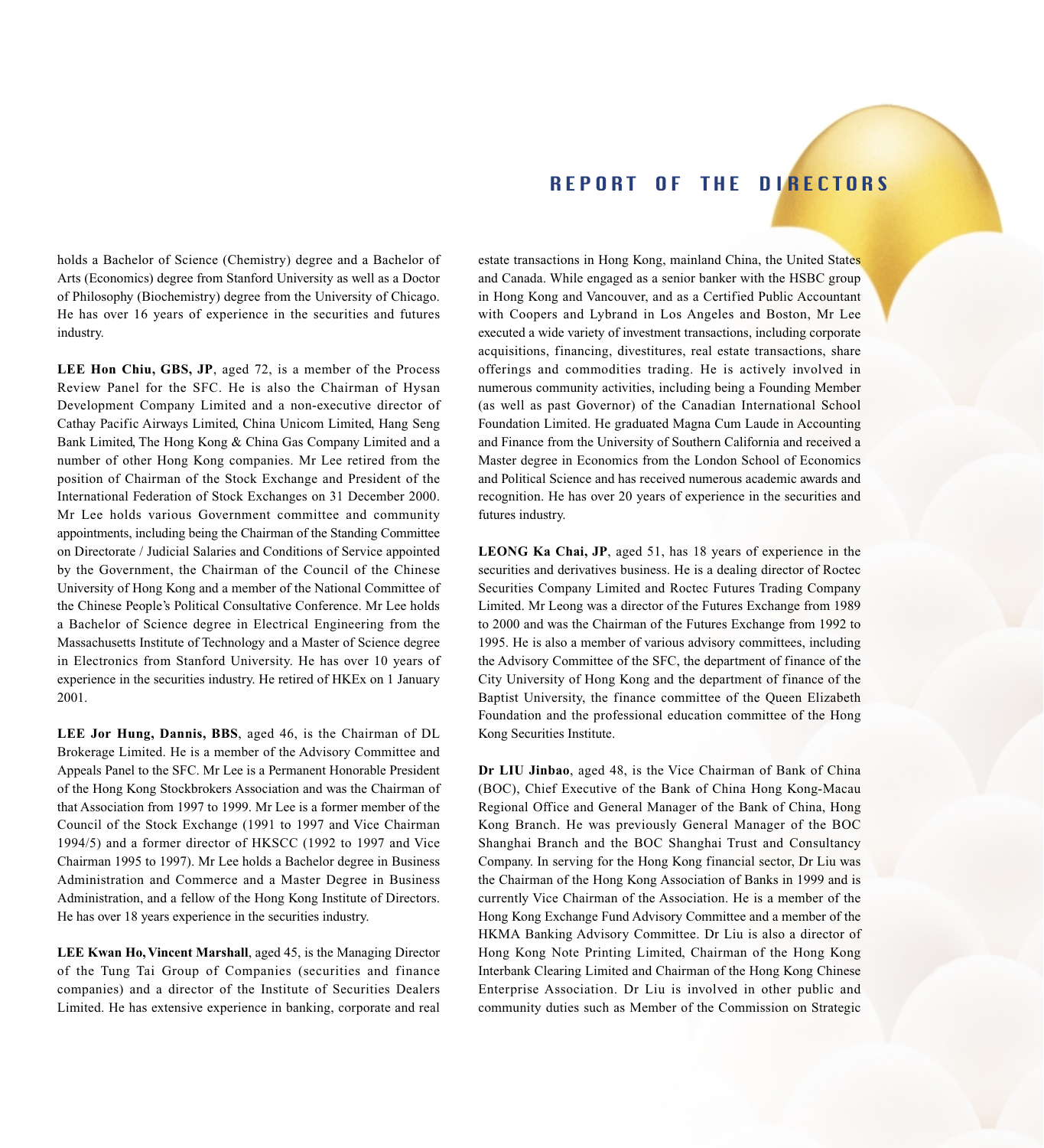holds a Bachelor of Science (Chemistry) degree and a Bachelor of Arts (Economics) degree from Stanford University as well as a Doctor of Philosophy (Biochemistry) degree from the University of Chicago. He has over 16 years of experience in the securities and futures industry.

**LEE Hon Chiu, GBS, JP**, aged 72, is a member of the Process Review Panel for the SFC. He is also the Chairman of Hysan Development Company Limited and a non-executive director of Cathay Pacific Airways Limited, China Unicom Limited, Hang Seng Bank Limited, The Hong Kong & China Gas Company Limited and a number of other Hong Kong companies. Mr Lee retired from the position of Chairman of the Stock Exchange and President of the International Federation of Stock Exchanges on 31 December 2000. Mr Lee holds various Government committee and community appointments, including being the Chairman of the Standing Committee on Directorate / Judicial Salaries and Conditions of Service appointed by the Government, the Chairman of the Council of the Chinese University of Hong Kong and a member of the National Committee of the Chinese People's Political Consultative Conference. Mr Lee holds a Bachelor of Science degree in Electrical Engineering from the Massachusetts Institute of Technology and a Master of Science degree in Electronics from Stanford University. He has over 10 years of experience in the securities industry. He retired of HKEx on 1 January 2001.

**LEE Jor Hung, Dannis, BBS**, aged 46, is the Chairman of DL Brokerage Limited. He is a member of the Advisory Committee and Appeals Panel to the SFC. Mr Lee is a Permanent Honorable President of the Hong Kong Stockbrokers Association and was the Chairman of that Association from 1997 to 1999. Mr Lee is a former member of the Council of the Stock Exchange (1991 to 1997 and Vice Chairman 1994/5) and a former director of HKSCC (1992 to 1997 and Vice Chairman 1995 to 1997). Mr Lee holds a Bachelor degree in Business Administration and Commerce and a Master Degree in Business Administration, and a fellow of the Hong Kong Institute of Directors. He has over 18 years experience in the securities industry.

**LEE Kwan Ho, Vincent Marshall**, aged 45, is the Managing Director of the Tung Tai Group of Companies (securities and finance companies) and a director of the Institute of Securities Dealers Limited. He has extensive experience in banking, corporate and real estate transactions in Hong Kong, mainland China, the United States and Canada. While engaged as a senior banker with the HSBC group in Hong Kong and Vancouver, and as a Certified Public Accountant with Coopers and Lybrand in Los Angeles and Boston, Mr Lee executed a wide variety of investment transactions, including corporate acquisitions, financing, divestitures, real estate transactions, share offerings and commodities trading. He is actively involved in numerous community activities, including being a Founding Member (as well as past Governor) of the Canadian International School Foundation Limited. He graduated Magna Cum Laude in Accounting and Finance from the University of Southern California and received a Master degree in Economics from the London School of Economics and Political Science and has received numerous academic awards and recognition. He has over 20 years of experience in the securities and futures industry.

**LEONG Ka Chai, JP**, aged 51, has 18 years of experience in the securities and derivatives business. He is a dealing director of Roctec Securities Company Limited and Roctec Futures Trading Company Limited. Mr Leong was a director of the Futures Exchange from 1989 to 2000 and was the Chairman of the Futures Exchange from 1992 to 1995. He is also a member of various advisory committees, including the Advisory Committee of the SFC, the department of finance of the City University of Hong Kong and the department of finance of the Baptist University, the finance committee of the Queen Elizabeth Foundation and the professional education committee of the Hong Kong Securities Institute.

**Dr LIU Jinbao**, aged 48, is the Vice Chairman of Bank of China (BOC), Chief Executive of the Bank of China Hong Kong-Macau Regional Office and General Manager of the Bank of China, Hong Kong Branch. He was previously General Manager of the BOC Shanghai Branch and the BOC Shanghai Trust and Consultancy Company. In serving for the Hong Kong financial sector, Dr Liu was the Chairman of the Hong Kong Association of Banks in 1999 and is currently Vice Chairman of the Association. He is a member of the Hong Kong Exchange Fund Advisory Committee and a member of the HKMA Banking Advisory Committee. Dr Liu is also a director of Hong Kong Note Printing Limited, Chairman of the Hong Kong Interbank Clearing Limited and Chairman of the Hong Kong Chinese Enterprise Association. Dr Liu is involved in other public and community duties such as Member of the Commission on Strategic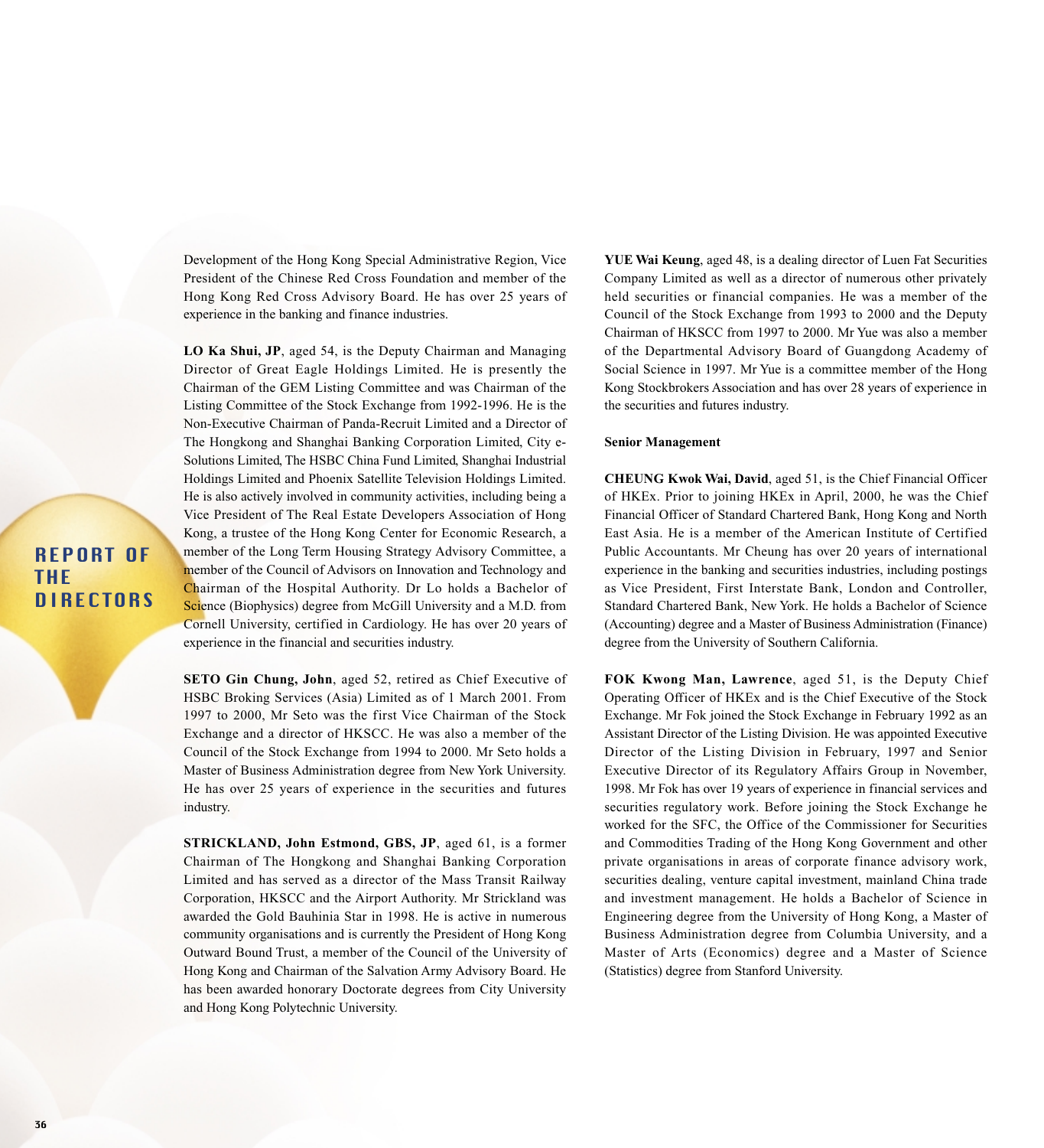Development of the Hong Kong Special Administrative Region, Vice President of the Chinese Red Cross Foundation and member of the Hong Kong Red Cross Advisory Board. He has over 25 years of experience in the banking and finance industries.

**LO Ka Shui, JP**, aged 54, is the Deputy Chairman and Managing Director of Great Eagle Holdings Limited. He is presently the Chairman of the GEM Listing Committee and was Chairman of the Listing Committee of the Stock Exchange from 1992-1996. He is the Non-Executive Chairman of Panda-Recruit Limited and a Director of The Hongkong and Shanghai Banking Corporation Limited, City e-Solutions Limited, The HSBC China Fund Limited, Shanghai Industrial Holdings Limited and Phoenix Satellite Television Holdings Limited. He is also actively involved in community activities, including being a Vice President of The Real Estate Developers Association of Hong Kong, a trustee of the Hong Kong Center for Economic Research, a member of the Long Term Housing Strategy Advisory Committee, a member of the Council of Advisors on Innovation and Technology and Chairman of the Hospital Authority. Dr Lo holds a Bachelor of Science (Biophysics) degree from McGill University and a M.D. from Cornell University, certified in Cardiology. He has over 20 years of experience in the financial and securities industry.

**SETO Gin Chung, John**, aged 52, retired as Chief Executive of HSBC Broking Services (Asia) Limited as of 1 March 2001. From 1997 to 2000, Mr Seto was the first Vice Chairman of the Stock Exchange and a director of HKSCC. He was also a member of the Council of the Stock Exchange from 1994 to 2000. Mr Seto holds a Master of Business Administration degree from New York University. He has over 25 years of experience in the securities and futures industry.

**STRICKLAND, John Estmond, GBS, JP**, aged 61, is a former Chairman of The Hongkong and Shanghai Banking Corporation Limited and has served as a director of the Mass Transit Railway Corporation, HKSCC and the Airport Authority. Mr Strickland was awarded the Gold Bauhinia Star in 1998. He is active in numerous community organisations and is currently the President of Hong Kong Outward Bound Trust, a member of the Council of the University of Hong Kong and Chairman of the Salvation Army Advisory Board. He has been awarded honorary Doctorate degrees from City University and Hong Kong Polytechnic University.

**YUE Wai Keung**, aged 48, is a dealing director of Luen Fat Securities Company Limited as well as a director of numerous other privately held securities or financial companies. He was a member of the Council of the Stock Exchange from 1993 to 2000 and the Deputy Chairman of HKSCC from 1997 to 2000. Mr Yue was also a member of the Departmental Advisory Board of Guangdong Academy of Social Science in 1997. Mr Yue is a committee member of the Hong Kong Stockbrokers Association and has over 28 years of experience in the securities and futures industry.

**Senior Management**

**CHEUNG Kwok Wai, David**, aged 51, is the Chief Financial Officer of HKEx. Prior to joining HKEx in April, 2000, he was the Chief Financial Officer of Standard Chartered Bank, Hong Kong and North East Asia. He is a member of the American Institute of Certified Public Accountants. Mr Cheung has over 20 years of international experience in the banking and securities industries, including postings as Vice President, First Interstate Bank, London and Controller, Standard Chartered Bank, New York. He holds a Bachelor of Science (Accounting) degree and a Master of Business Administration (Finance) degree from the University of Southern California.

**FOK Kwong Man, Lawrence**, aged 51, is the Deputy Chief Operating Officer of HKEx and is the Chief Executive of the Stock Exchange. Mr Fok joined the Stock Exchange in February 1992 as an Assistant Director of the Listing Division. He was appointed Executive Director of the Listing Division in February, 1997 and Senior Executive Director of its Regulatory Affairs Group in November, 1998. Mr Fok has over 19 years of experience in financial services and securities regulatory work. Before joining the Stock Exchange he worked for the SFC, the Office of the Commissioner for Securities and Commodities Trading of the Hong Kong Government and other private organisations in areas of corporate finance advisory work, securities dealing, venture capital investment, mainland China trade and investment management. He holds a Bachelor of Science in Engineering degree from the University of Hong Kong, a Master of Business Administration degree from Columbia University, and a Master of Arts (Economics) degree and a Master of Science (Statistics) degree from Stanford University.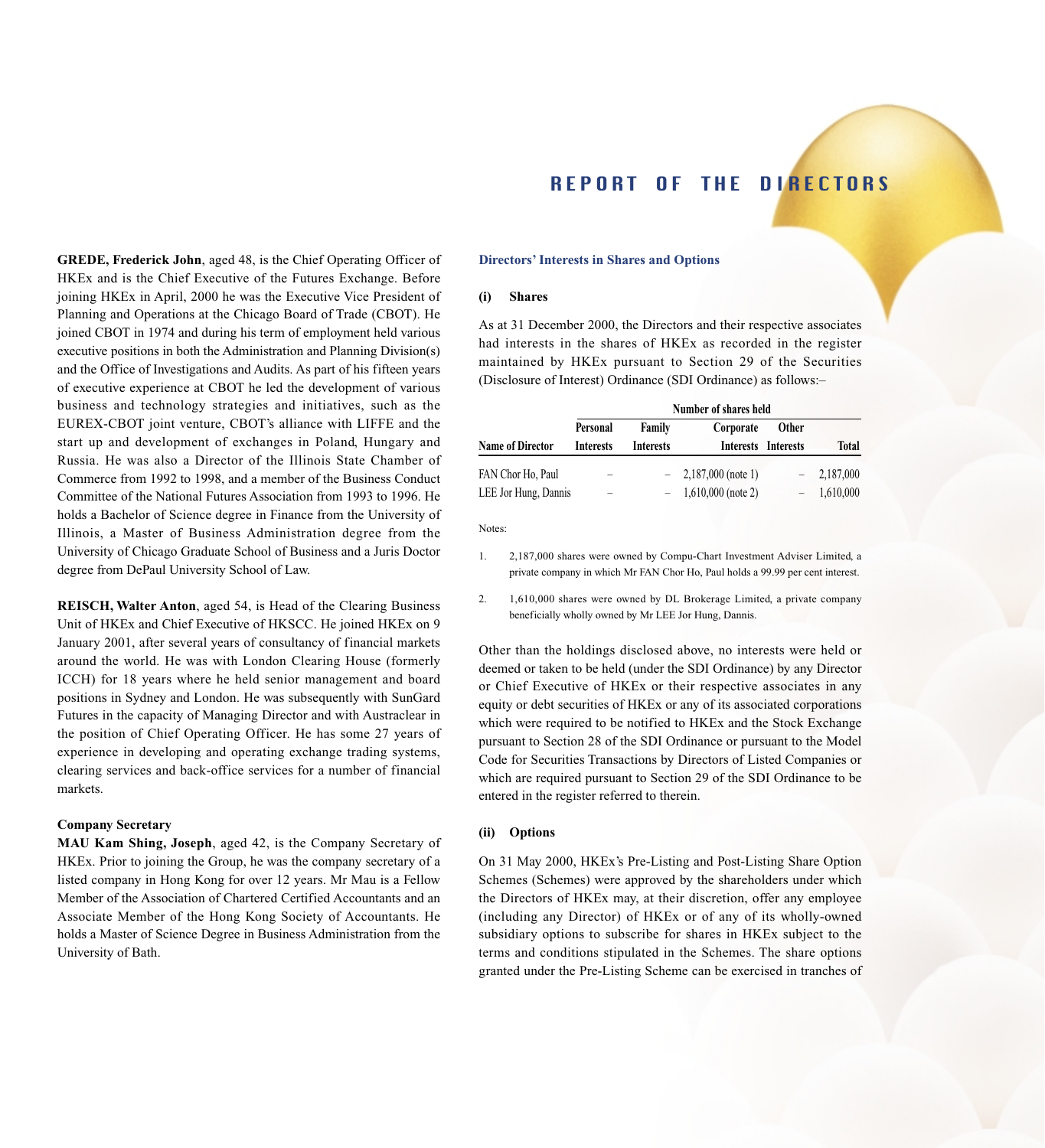# REPORT OF THE DIRECTORS

**GREDE, Frederick John**, aged 48, is the Chief Operating Officer of HKEx and is the Chief Executive of the Futures Exchange. Before joining HKEx in April, 2000 he was the Executive Vice President of Planning and Operations at the Chicago Board of Trade (CBOT). He joined CBOT in 1974 and during his term of employment held various executive positions in both the Administration and Planning Division(s) and the Office of Investigations and Audits. As part of his fifteen years of executive experience at CBOT he led the development of various business and technology strategies and initiatives, such as the EUREX-CBOT joint venture, CBOT's alliance with LIFFE and the start up and development of exchanges in Poland, Hungary and Russia. He was also a Director of the Illinois State Chamber of Commerce from 1992 to 1998, and a member of the Business Conduct Committee of the National Futures Association from 1993 to 1996. He holds a Bachelor of Science degree in Finance from the University of Illinois, a Master of Business Administration degree from the University of Chicago Graduate School of Business and a Juris Doctor degree from DePaul University School of Law.

**REISCH, Walter Anton**, aged 54, is Head of the Clearing Business Unit of HKEx and Chief Executive of HKSCC. He joined HKEx on 9 January 2001, after several years of consultancy of financial markets around the world. He was with London Clearing House (formerly ICCH) for 18 years where he held senior management and board positions in Sydney and London. He was subsequently with SunGard Futures in the capacity of Managing Director and with Austraclear in the position of Chief Operating Officer. He has some 27 years of experience in developing and operating exchange trading systems, clearing services and back-office services for a number of financial markets.

**Company Secretary**

**MAU Kam Shing, Joseph**, aged 42, is the Company Secretary of HKEx. Prior to joining the Group, he was the company secretary of a listed company in Hong Kong for over 12 years. Mr Mau is a Fellow Member of the Association of Chartered Certified Accountants and an Associate Member of the Hong Kong Society of Accountants. He holds a Master of Science Degree in Business Administration from the University of Bath.

## Directors' Interests in Shares and Options

### (i) Shares

As at 31 December 2000, the Directors and their respective associates had interests in the shares of HKEx as recorded in the register maintained by HKEx pursuant to Section 29 of the Securities (Disclosure of Interest) Ordinance (SDI Ordinance) as follows:–

| | Number of shares held | | | | |
|---|---|---|---|---|---|
| **Name of Director** | **Personal Interests** | **Family Interests** | **Corporate Interests** | **Other Interests** | **Total** |
| FAN Chor Ho, Paul | – | – | 2,187,000 (note 1) | – | 2,187,000 |
| LEE Jor Hung, Dannis | – | – | 1,610,000 (note 2) | – | 1,610,000 |

Notes:

1. 2,187,000 shares were owned by Compu-Chart Investment Adviser Limited, a private company in which Mr FAN Chor Ho, Paul holds a 99.99 per cent interest.
2. 1,610,000 shares were owned by DL Brokerage Limited, a private company beneficially wholly owned by Mr LEE Jor Hung, Dannis.

Other than the holdings disclosed above, no interests were held or deemed or taken to be held (under the SDI Ordinance) by any Director or Chief Executive of HKEx or their respective associates in any equity or debt securities of HKEx or any of its associated corporations which were required to be notified to HKEx and the Stock Exchange pursuant to Section 28 of the SDI Ordinance or pursuant to the Model Code for Securities Transactions by Directors of Listed Companies or which are required pursuant to Section 29 of the SDI Ordinance to be entered in the register referred to therein.

### (ii) Options

On 31 May 2000, HKEx's Pre-Listing and Post-Listing Share Option Schemes (Schemes) were approved by the shareholders under which the Directors of HKEx may, at their discretion, offer any employee (including any Director) of HKEx or of any of its wholly-owned subsidiary options to subscribe for shares in HKEx subject to the terms and conditions stipulated in the Schemes. The share options granted under the Pre-Listing Scheme can be exercised in tranches of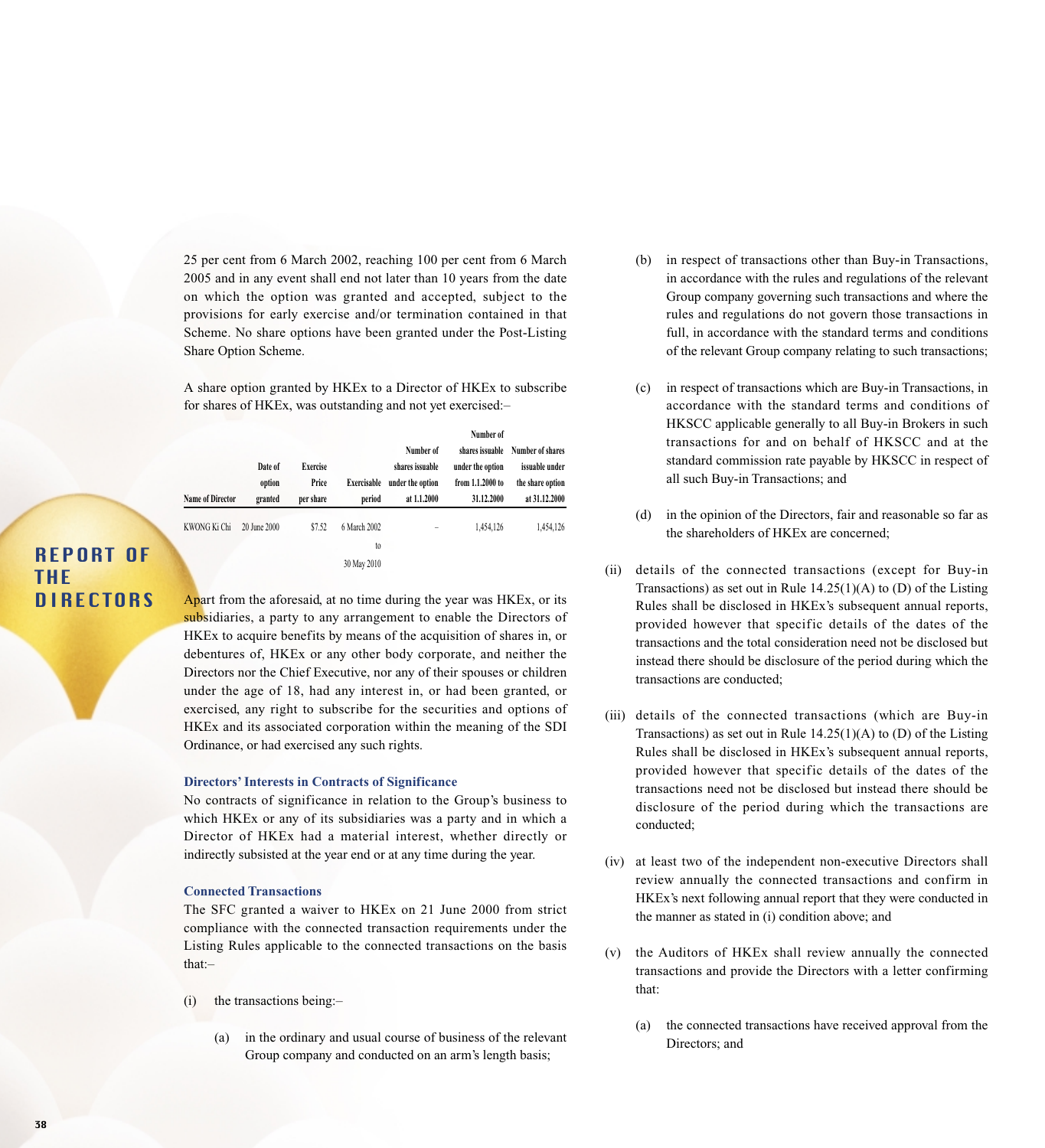25 per cent from 6 March 2002, reaching 100 per cent from 6 March 2005 and in any event shall end not later than 10 years from the date on which the option was granted and accepted, subject to the provisions for early exercise and/or termination contained in that Scheme. No share options have been granted under the Post-Listing Share Option Scheme.

A share option granted by HKEx to a Director of HKEx to subscribe for shares of HKEx, was outstanding and not yet exercised:–

| Name of Director | Date of option granted | Exercise Price per share | Exercisable period | Number of shares issuable under the option at 1.1.2000 | Number of shares issuable under the option from 1.1.2000 to 31.12.2000 | Number of shares issuable under the share option at 31.12.2000 |
|---|---|---|---|---|---|---|
| KWONG Ki Chi | 20 June 2000 | $7.52 | 6 March 2002 to 30 May 2010 | – | 1,454,126 | 1,454,126 |

Apart from the aforesaid, at no time during the year was HKEx, or its subsidiaries, a party to any arrangement to enable the Directors of HKEx to acquire benefits by means of the acquisition of shares in, or debentures of, HKEx or any other body corporate, and neither the Directors nor the Chief Executive, nor any of their spouses or children under the age of 18, had any interest in, or had been granted, or exercised, any right to subscribe for the securities and options of HKEx and its associated corporation within the meaning of the SDI Ordinance, or had exercised any such rights.

### Directors' Interests in Contracts of Significance

No contracts of significance in relation to the Group's business to which HKEx or any of its subsidiaries was a party and in which a Director of HKEx had a material interest, whether directly or indirectly subsisted at the year end or at any time during the year.

### Connected Transactions

The SFC granted a waiver to HKEx on 21 June 2000 from strict compliance with the connected transaction requirements under the Listing Rules applicable to the connected transactions on the basis that:–

(i) the transactions being:–

  (a) in the ordinary and usual course of business of the relevant Group company and conducted on an arm's length basis;

  (b) in respect of transactions other than Buy-in Transactions, in accordance with the rules and regulations of the relevant Group company governing such transactions and where the rules and regulations do not govern those transactions in full, in accordance with the standard terms and conditions of the relevant Group company relating to such transactions;

  (c) in respect of transactions which are Buy-in Transactions, in accordance with the standard terms and conditions of HKSCC applicable generally to all Buy-in Brokers in such transactions for and on behalf of HKSCC and at the standard commission rate payable by HKSCC in respect of all such Buy-in Transactions; and

  (d) in the opinion of the Directors, fair and reasonable so far as the shareholders of HKEx are concerned;

(ii) details of the connected transactions (except for Buy-in Transactions) as set out in Rule 14.25(1)(A) to (D) of the Listing Rules shall be disclosed in HKEx's subsequent annual reports, provided however that specific details of the dates of the transactions and the total consideration need not be disclosed but instead there should be disclosure of the period during which the transactions are conducted;

(iii) details of the connected transactions (which are Buy-in Transactions) as set out in Rule 14.25(1)(A) to (D) of the Listing Rules shall be disclosed in HKEx's subsequent annual reports, provided however that specific details of the dates of the transactions need not be disclosed but instead there should be disclosure of the period during which the transactions are conducted;

(iv) at least two of the independent non-executive Directors shall review annually the connected transactions and confirm in HKEx's next following annual report that they were conducted in the manner as stated in (i) condition above; and

(v) the Auditors of HKEx shall review annually the connected transactions and provide the Directors with a letter confirming that:

  (a) the connected transactions have received approval from the Directors; and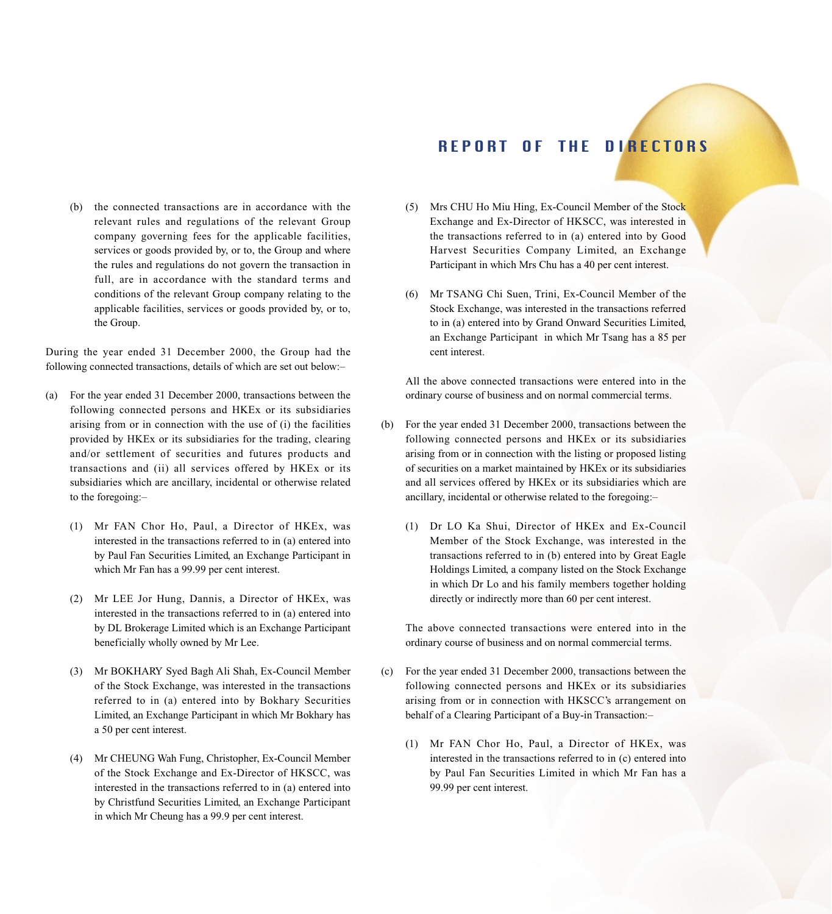(b) the connected transactions are in accordance with the relevant rules and regulations of the relevant Group company governing fees for the applicable facilities, services or goods provided by, or to, the Group and where the rules and regulations do not govern the transaction in full, are in accordance with the standard terms and conditions of the relevant Group company relating to the applicable facilities, services or goods provided by, or to, the Group.

During the year ended 31 December 2000, the Group had the following connected transactions, details of which are set out below:–

(a) For the year ended 31 December 2000, transactions between the following connected persons and HKEx or its subsidiaries arising from or in connection with the use of (i) the facilities provided by HKEx or its subsidiaries for the trading, clearing and/or settlement of securities and futures products and transactions and (ii) all services offered by HKEx or its subsidiaries which are ancillary, incidental or otherwise related to the foregoing:–

   (1) Mr FAN Chor Ho, Paul, a Director of HKEx, was interested in the transactions referred to in (a) entered into by Paul Fan Securities Limited, an Exchange Participant in which Mr Fan has a 99.99 per cent interest.

   (2) Mr LEE Jor Hung, Dannis, a Director of HKEx, was interested in the transactions referred to in (a) entered into by DL Brokerage Limited which is an Exchange Participant beneficially wholly owned by Mr Lee.

   (3) Mr BOKHARY Syed Bagh Ali Shah, Ex-Council Member of the Stock Exchange, was interested in the transactions referred to in (a) entered into by Bokhary Securities Limited, an Exchange Participant in which Mr Bokhary has a 50 per cent interest.

   (4) Mr CHEUNG Wah Fung, Christopher, Ex-Council Member of the Stock Exchange and Ex-Director of HKSCC, was interested in the transactions referred to in (a) entered into by Christfund Securities Limited, an Exchange Participant in which Mr Cheung has a 99.9 per cent interest.

   (5) Mrs CHU Ho Miu Hing, Ex-Council Member of the Stock Exchange and Ex-Director of HKSCC, was interested in the transactions referred to in (a) entered into by Good Harvest Securities Company Limited, an Exchange Participant in which Mrs Chu has a 40 per cent interest.

   (6) Mr TSANG Chi Suen, Trini, Ex-Council Member of the Stock Exchange, was interested in the transactions referred to in (a) entered into by Grand Onward Securities Limited, an Exchange Participant in which Mr Tsang has a 85 per cent interest.

   All the above connected transactions were entered into in the ordinary course of business and on normal commercial terms.

(b) For the year ended 31 December 2000, transactions between the following connected persons and HKEx or its subsidiaries arising from or in connection with the listing or proposed listing of securities on a market maintained by HKEx or its subsidiaries and all services offered by HKEx or its subsidiaries which are ancillary, incidental or otherwise related to the foregoing:–

   (1) Dr LO Ka Shui, Director of HKEx and Ex-Council Member of the Stock Exchange, was interested in the transactions referred to in (b) entered into by Great Eagle Holdings Limited, a company listed on the Stock Exchange in which Dr Lo and his family members together holding directly or indirectly more than 60 per cent interest.

   The above connected transactions were entered into in the ordinary course of business and on normal commercial terms.

(c) For the year ended 31 December 2000, transactions between the following connected persons and HKEx or its subsidiaries arising from or in connection with HKSCC's arrangement on behalf of a Clearing Participant of a Buy-in Transaction:–

   (1) Mr FAN Chor Ho, Paul, a Director of HKEx, was interested in the transactions referred to in (c) entered into by Paul Fan Securities Limited in which Mr Fan has a 99.99 per cent interest.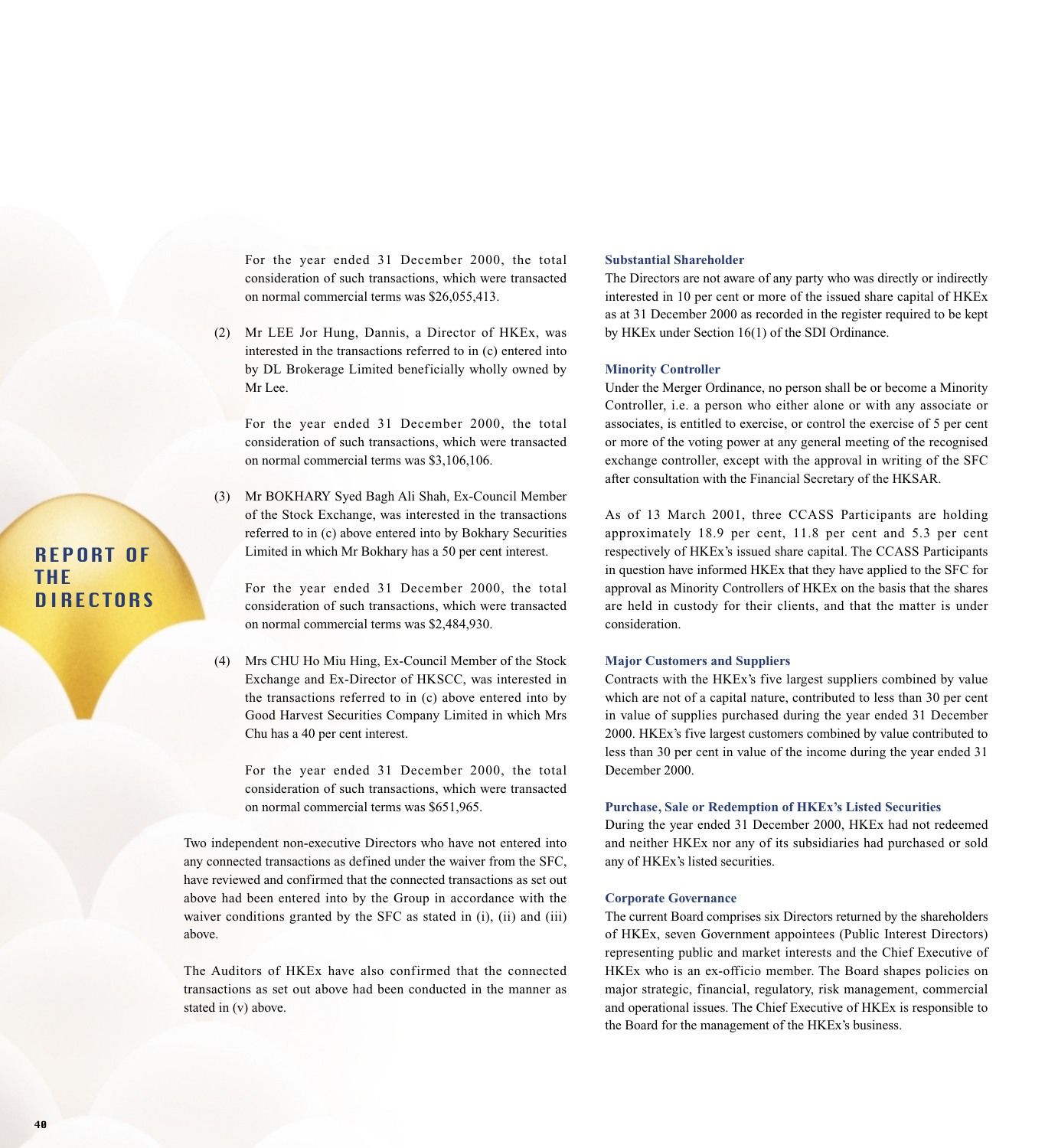For the year ended 31 December 2000, the total consideration of such transactions, which were transacted on normal commercial terms was $26,055,413.

(2) Mr LEE Jor Hung, Dannis, a Director of HKEx, was interested in the transactions referred to in (c) entered into by DL Brokerage Limited beneficially wholly owned by Mr Lee.

For the year ended 31 December 2000, the total consideration of such transactions, which were transacted on normal commercial terms was $3,106,106.

(3) Mr BOKHARY Syed Bagh Ali Shah, Ex-Council Member of the Stock Exchange, was interested in the transactions referred to in (c) above entered into by Bokhary Securities Limited in which Mr Bokhary has a 50 per cent interest.

For the year ended 31 December 2000, the total consideration of such transactions, which were transacted on normal commercial terms was $2,484,930.

(4) Mrs CHU Ho Miu Hing, Ex-Council Member of the Stock Exchange and Ex-Director of HKSCC, was interested in the transactions referred to in (c) above entered into by Good Harvest Securities Company Limited in which Mrs Chu has a 40 per cent interest.

For the year ended 31 December 2000, the total consideration of such transactions, which were transacted on normal commercial terms was $651,965.

Two independent non-executive Directors who have not entered into any connected transactions as defined under the waiver from the SFC, have reviewed and confirmed that the connected transactions as set out above had been entered into by the Group in accordance with the waiver conditions granted by the SFC as stated in (i), (ii) and (iii) above.

The Auditors of HKEx have also confirmed that the connected transactions as set out above had been conducted in the manner as stated in (v) above.

### Substantial Shareholder

The Directors are not aware of any party who was directly or indirectly interested in 10 per cent or more of the issued share capital of HKEx as at 31 December 2000 as recorded in the register required to be kept by HKEx under Section 16(1) of the SDI Ordinance.

### Minority Controller

Under the Merger Ordinance, no person shall be or become a Minority Controller, i.e. a person who either alone or with any associate or associates, is entitled to exercise, or control the exercise of 5 per cent or more of the voting power at any general meeting of the recognised exchange controller, except with the approval in writing of the SFC after consultation with the Financial Secretary of the HKSAR.

As of 13 March 2001, three CCASS Participants are holding approximately 18.9 per cent, 11.8 per cent and 5.3 per cent respectively of HKEx's issued share capital. The CCASS Participants in question have informed HKEx that they have applied to the SFC for approval as Minority Controllers of HKEx on the basis that the shares are held in custody for their clients, and that the matter is under consideration.

### Major Customers and Suppliers

Contracts with the HKEx's five largest suppliers combined by value which are not of a capital nature, contributed to less than 30 per cent in value of supplies purchased during the year ended 31 December 2000. HKEx's five largest customers combined by value contributed to less than 30 per cent in value of the income during the year ended 31 December 2000.

### Purchase, Sale or Redemption of HKEx's Listed Securities

During the year ended 31 December 2000, HKEx had not redeemed and neither HKEx nor any of its subsidiaries had purchased or sold any of HKEx's listed securities.

### Corporate Governance

The current Board comprises six Directors returned by the shareholders of HKEx, seven Government appointees (Public Interest Directors) representing public and market interests and the Chief Executive of HKEx who is an ex-officio member. The Board shapes policies on major strategic, financial, regulatory, risk management, commercial and operational issues. The Chief Executive of HKEx is responsible to the Board for the management of the HKEx's business.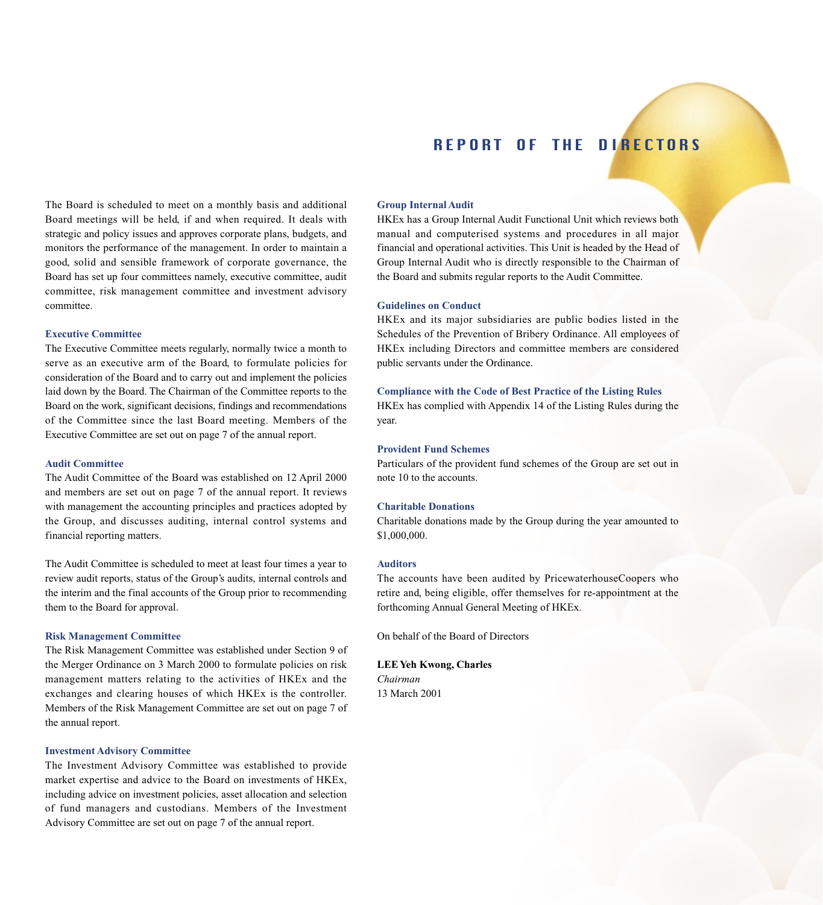# REPORT OF THE DIRECTORS

The Board is scheduled to meet on a monthly basis and additional Board meetings will be held, if and when required. It deals with strategic and policy issues and approves corporate plans, budgets, and monitors the performance of the management. In order to maintain a good, solid and sensible framework of corporate governance, the Board has set up four committees namely, executive committee, audit committee, risk management committee and investment advisory committee.

### Executive Committee

The Executive Committee meets regularly, normally twice a month to serve as an executive arm of the Board, to formulate policies for consideration of the Board and to carry out and implement the policies laid down by the Board. The Chairman of the Committee reports to the Board on the work, significant decisions, findings and recommendations of the Committee since the last Board meeting. Members of the Executive Committee are set out on page 7 of the annual report.

### Audit Committee

The Audit Committee of the Board was established on 12 April 2000 and members are set out on page 7 of the annual report. It reviews with management the accounting principles and practices adopted by the Group, and discusses auditing, internal control systems and financial reporting matters.

The Audit Committee is scheduled to meet at least four times a year to review audit reports, status of the Group's audits, internal controls and the interim and the final accounts of the Group prior to recommending them to the Board for approval.

### Risk Management Committee

The Risk Management Committee was established under Section 9 of the Merger Ordinance on 3 March 2000 to formulate policies on risk management matters relating to the activities of HKEx and the exchanges and clearing houses of which HKEx is the controller. Members of the Risk Management Committee are set out on page 7 of the annual report.

### Investment Advisory Committee

The Investment Advisory Committee was established to provide market expertise and advice to the Board on investments of HKEx, including advice on investment policies, asset allocation and selection of fund managers and custodians. Members of the Investment Advisory Committee are set out on page 7 of the annual report.

### Group Internal Audit

HKEx has a Group Internal Audit Functional Unit which reviews both manual and computerised systems and procedures in all major financial and operational activities. This Unit is headed by the Head of Group Internal Audit who is directly responsible to the Chairman of the Board and submits regular reports to the Audit Committee.

### Guidelines on Conduct

HKEx and its major subsidiaries are public bodies listed in the Schedules of the Prevention of Bribery Ordinance. All employees of HKEx including Directors and committee members are considered public servants under the Ordinance.

### Compliance with the Code of Best Practice of the Listing Rules

HKEx has complied with Appendix 14 of the Listing Rules during the year.

### Provident Fund Schemes

Particulars of the provident fund schemes of the Group are set out in note 10 to the accounts.

### Charitable Donations

Charitable donations made by the Group during the year amounted to $1,000,000.

### Auditors

The accounts have been audited by PricewaterhouseCoopers who retire and, being eligible, offer themselves for re-appointment at the forthcoming Annual General Meeting of HKEx.

On behalf of the Board of Directors

**LEE Yeh Kwong, Charles**
*Chairman*
13 March 2001